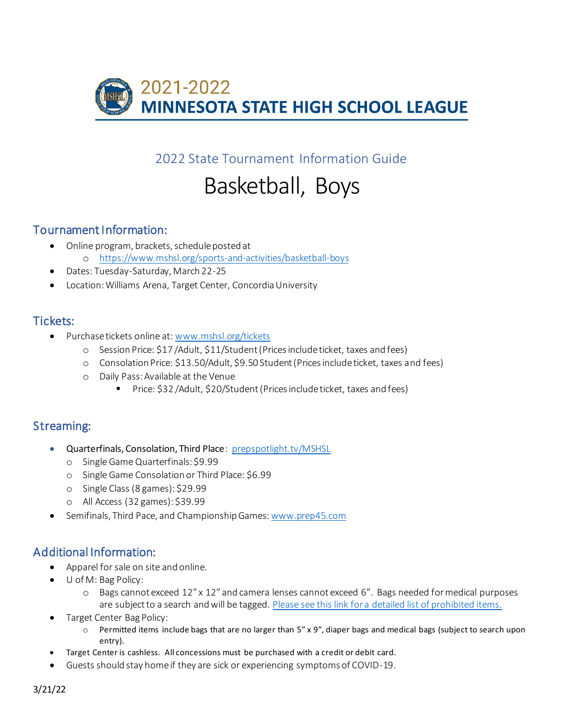# 2021-2022 MINNESOTA STATE HIGH SCHOOL LEAGUE

## 2022 State Tournament Information Guide

# Basketball, Boys

## Tournament Information:

- Online program, brackets, schedule posted at
  - https://www.mshsl.org/sports-and-activities/basketball-boys
- Dates: Tuesday-Saturday, March 22-25
- Location: Williams Arena, Target Center, Concordia University

## Tickets:

- Purchase tickets online at: www.mshsl.org/tickets
  - Session Price: $17 /Adult, $11/Student (Prices include ticket, taxes and fees)
  - Consolation Price: $13.50/Adult, $9.50 Student (Prices include ticket, taxes and fees)
  - Daily Pass: Available at the Venue
    - Price: $32 /Adult, $20/Student (Prices include ticket, taxes and fees)

## Streaming:

- Quarterfinals, Consolation, Third Place: prepspotlight.tv/MSHSL
  - Single Game Quarterfinals: $9.99
  - Single Game Consolation or Third Place: $6.99
  - Single Class (8 games): $29.99
  - All Access (32 games): $39.99
- Semifinals, Third Pace, and Championship Games: www.prep45.com

## Additional Information:

- Apparel for sale on site and online.
- U of M: Bag Policy:
  - Bags cannot exceed 12" x 12" and camera lenses cannot exceed 6". Bags needed for medical purposes are subject to a search and will be tagged. Please see this link for a detailed list of prohibited items.
- Target Center Bag Policy:
  - Permitted items include bags that are no larger than 5" x 9", diaper bags and medical bags (subject to search upon entry).
- Target Center is cashless. All concessions must be purchased with a credit or debit card.
- Guests should stay home if they are sick or experiencing symptoms of COVID-19.

3/21/22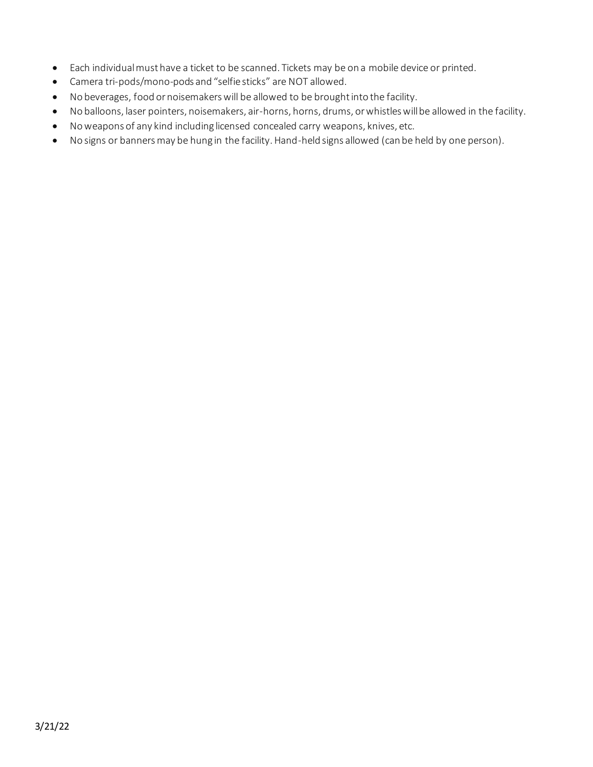- Each individual must have a ticket to be scanned. Tickets may be on a mobile device or printed.
- Camera tri-pods/mono-pods and "selfie sticks" are NOT allowed.
- No beverages, food or noisemakers will be allowed to be brought into the facility.
- No balloons, laser pointers, noisemakers, air-horns, horns, drums, or whistles will be allowed in the facility.
- No weapons of any kind including licensed concealed carry weapons, knives, etc.
- No signs or banners may be hung in the facility. Hand-held signs allowed (can be held by one person).

3/21/22